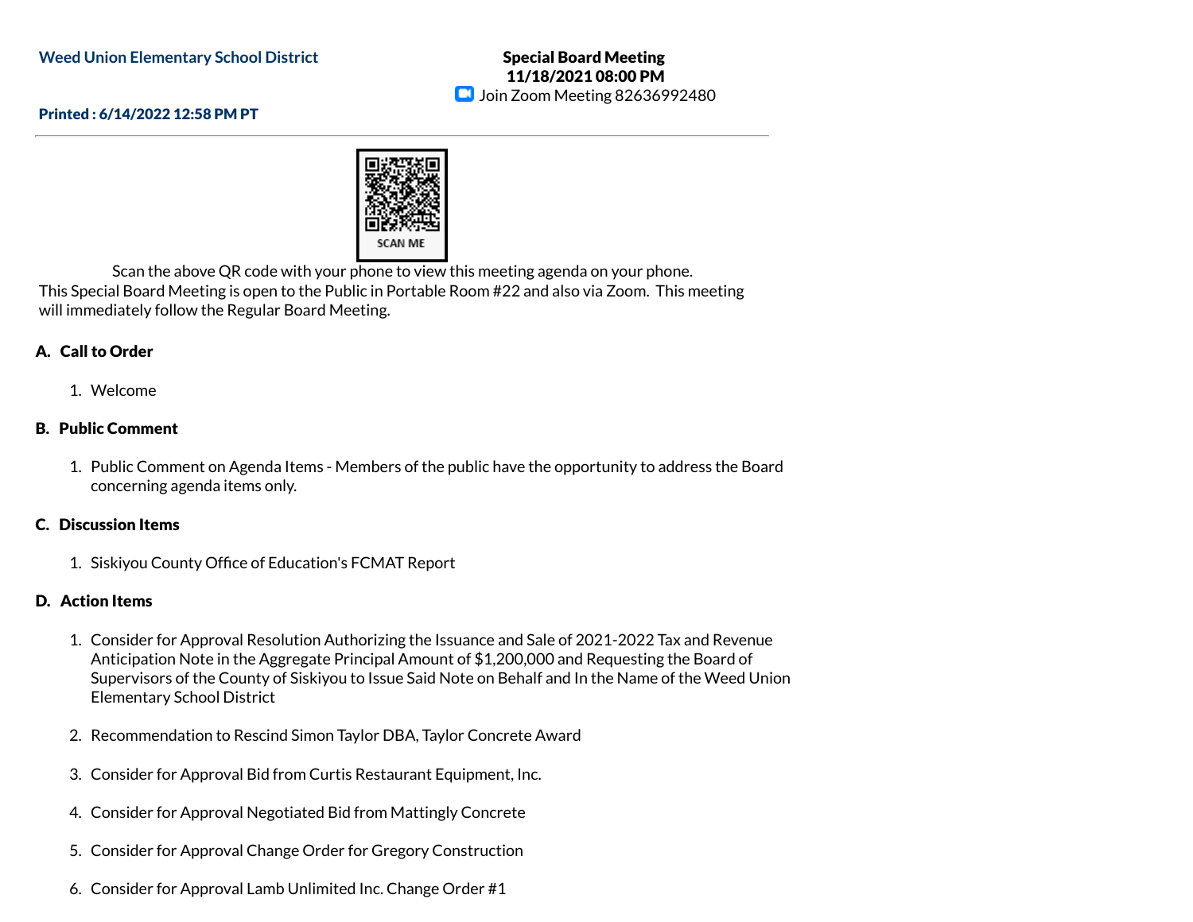Weed Union Elementary School District

**Special Board Meeting**
**11/18/2021 08:00 PM**
Join Zoom Meeting 82636992480

**Printed : 6/14/2022 12:58 PM PT**

---

SCAN ME

Scan the above QR code with your phone to view this meeting agenda on your phone.
This Special Board Meeting is open to the Public in Portable Room #22 and also via Zoom. This meeting will immediately follow the Regular Board Meeting.

### A. Call to Order

1. Welcome

### B. Public Comment

1. Public Comment on Agenda Items - Members of the public have the opportunity to address the Board concerning agenda items only.

### C. Discussion Items

1. Siskiyou County Office of Education's FCMAT Report

### D. Action Items

1. Consider for Approval Resolution Authorizing the Issuance and Sale of 2021-2022 Tax and Revenue Anticipation Note in the Aggregate Principal Amount of $1,200,000 and Requesting the Board of Supervisors of the County of Siskiyou to Issue Said Note on Behalf and In the Name of the Weed Union Elementary School District

2. Recommendation to Rescind Simon Taylor DBA, Taylor Concrete Award

3. Consider for Approval Bid from Curtis Restaurant Equipment, Inc.

4. Consider for Approval Negotiated Bid from Mattingly Concrete

5. Consider for Approval Change Order for Gregory Construction

6. Consider for Approval Lamb Unlimited Inc. Change Order #1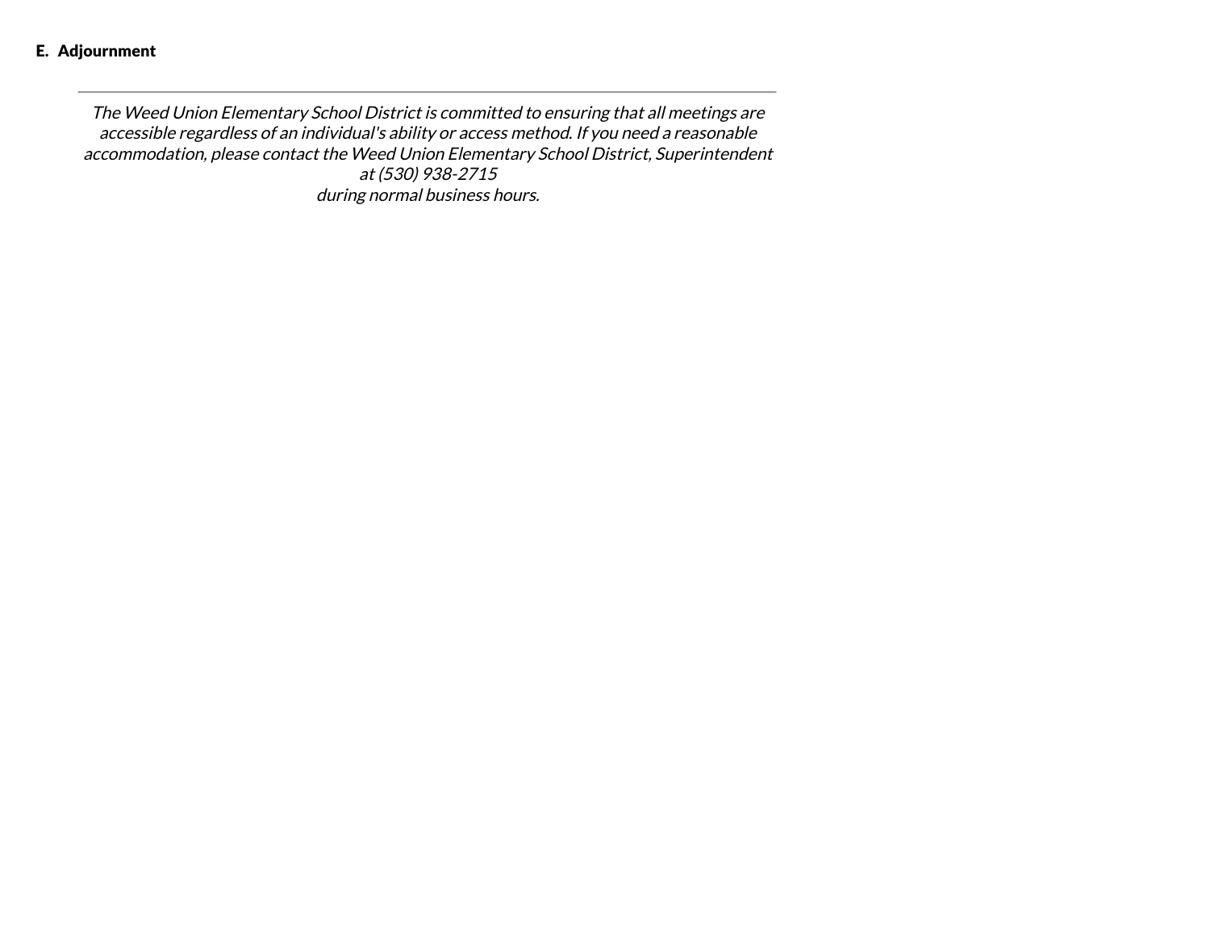**E. Adjournment**

---

*The Weed Union Elementary School District is committed to ensuring that all meetings are accessible regardless of an individual's ability or access method. If you need a reasonable accommodation, please contact the Weed Union Elementary School District, Superintendent at (530) 938-2715*
*during normal business hours.*